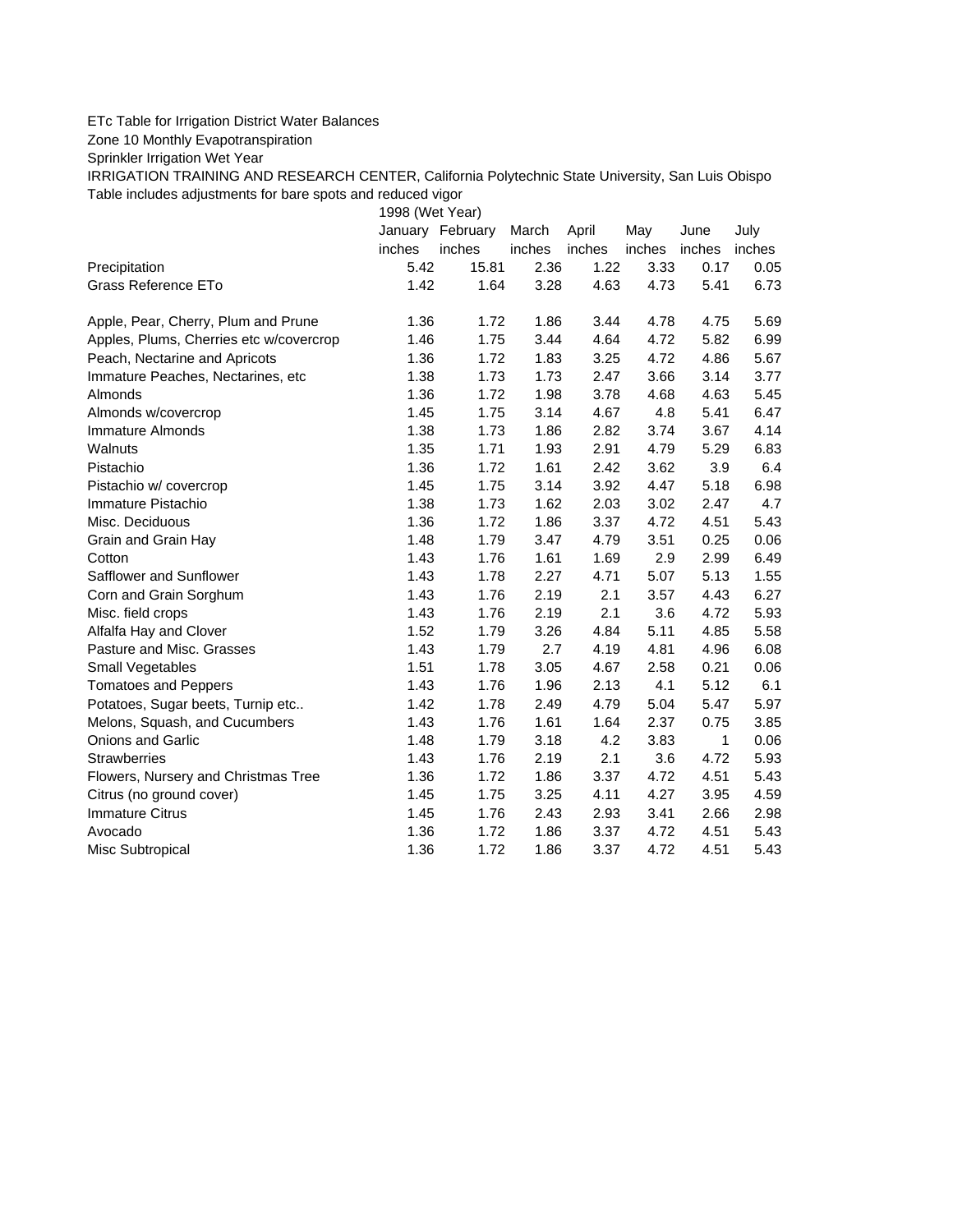ETc Table for Irrigation District Water Balances

Zone 10 Monthly Evapotranspiration

Sprinkler Irrigation Wet Year

IRRIGATION TRAINING AND RESEARCH CENTER, California Polytechnic State University, San Luis Obispo

Table includes adjustments for bare spots and reduced vigor

| | 1998 (Wet Year) | | | | | | |
|---|---|---|---|---|---|---|---|
| | January | February | March | April | May | June | July |
| | inches | inches | inches | inches | inches | inches | inches |
| Precipitation | 5.42 | 15.81 | 2.36 | 1.22 | 3.33 | 0.17 | 0.05 |
| Grass Reference ETo | 1.42 | 1.64 | 3.28 | 4.63 | 4.73 | 5.41 | 6.73 |
| | | | | | | | |
| Apple, Pear, Cherry, Plum and Prune | 1.36 | 1.72 | 1.86 | 3.44 | 4.78 | 4.75 | 5.69 |
| Apples, Plums, Cherries etc w/covercrop | 1.46 | 1.75 | 3.44 | 4.64 | 4.72 | 5.82 | 6.99 |
| Peach, Nectarine and Apricots | 1.36 | 1.72 | 1.83 | 3.25 | 4.72 | 4.86 | 5.67 |
| Immature Peaches, Nectarines, etc | 1.38 | 1.73 | 1.73 | 2.47 | 3.66 | 3.14 | 3.77 |
| Almonds | 1.36 | 1.72 | 1.98 | 3.78 | 4.68 | 4.63 | 5.45 |
| Almonds w/covercrop | 1.45 | 1.75 | 3.14 | 4.67 | 4.8 | 5.41 | 6.47 |
| Immature Almonds | 1.38 | 1.73 | 1.86 | 2.82 | 3.74 | 3.67 | 4.14 |
| Walnuts | 1.35 | 1.71 | 1.93 | 2.91 | 4.79 | 5.29 | 6.83 |
| Pistachio | 1.36 | 1.72 | 1.61 | 2.42 | 3.62 | 3.9 | 6.4 |
| Pistachio w/ covercrop | 1.45 | 1.75 | 3.14 | 3.92 | 4.47 | 5.18 | 6.98 |
| Immature Pistachio | 1.38 | 1.73 | 1.62 | 2.03 | 3.02 | 2.47 | 4.7 |
| Misc. Deciduous | 1.36 | 1.72 | 1.86 | 3.37 | 4.72 | 4.51 | 5.43 |
| Grain and Grain Hay | 1.48 | 1.79 | 3.47 | 4.79 | 3.51 | 0.25 | 0.06 |
| Cotton | 1.43 | 1.76 | 1.61 | 1.69 | 2.9 | 2.99 | 6.49 |
| Safflower and Sunflower | 1.43 | 1.78 | 2.27 | 4.71 | 5.07 | 5.13 | 1.55 |
| Corn and Grain Sorghum | 1.43 | 1.76 | 2.19 | 2.1 | 3.57 | 4.43 | 6.27 |
| Misc. field crops | 1.43 | 1.76 | 2.19 | 2.1 | 3.6 | 4.72 | 5.93 |
| Alfalfa Hay and Clover | 1.52 | 1.79 | 3.26 | 4.84 | 5.11 | 4.85 | 5.58 |
| Pasture and Misc. Grasses | 1.43 | 1.79 | 2.7 | 4.19 | 4.81 | 4.96 | 6.08 |
| Small Vegetables | 1.51 | 1.78 | 3.05 | 4.67 | 2.58 | 0.21 | 0.06 |
| Tomatoes and Peppers | 1.43 | 1.76 | 1.96 | 2.13 | 4.1 | 5.12 | 6.1 |
| Potatoes, Sugar beets, Turnip etc.. | 1.42 | 1.78 | 2.49 | 4.79 | 5.04 | 5.47 | 5.97 |
| Melons, Squash, and Cucumbers | 1.43 | 1.76 | 1.61 | 1.64 | 2.37 | 0.75 | 3.85 |
| Onions and Garlic | 1.48 | 1.79 | 3.18 | 4.2 | 3.83 | 1 | 0.06 |
| Strawberries | 1.43 | 1.76 | 2.19 | 2.1 | 3.6 | 4.72 | 5.93 |
| Flowers, Nursery and Christmas Tree | 1.36 | 1.72 | 1.86 | 3.37 | 4.72 | 4.51 | 5.43 |
| Citrus (no ground cover) | 1.45 | 1.75 | 3.25 | 4.11 | 4.27 | 3.95 | 4.59 |
| Immature Citrus | 1.45 | 1.76 | 2.43 | 2.93 | 3.41 | 2.66 | 2.98 |
| Avocado | 1.36 | 1.72 | 1.86 | 3.37 | 4.72 | 4.51 | 5.43 |
| Misc Subtropical | 1.36 | 1.72 | 1.86 | 3.37 | 4.72 | 4.51 | 5.43 |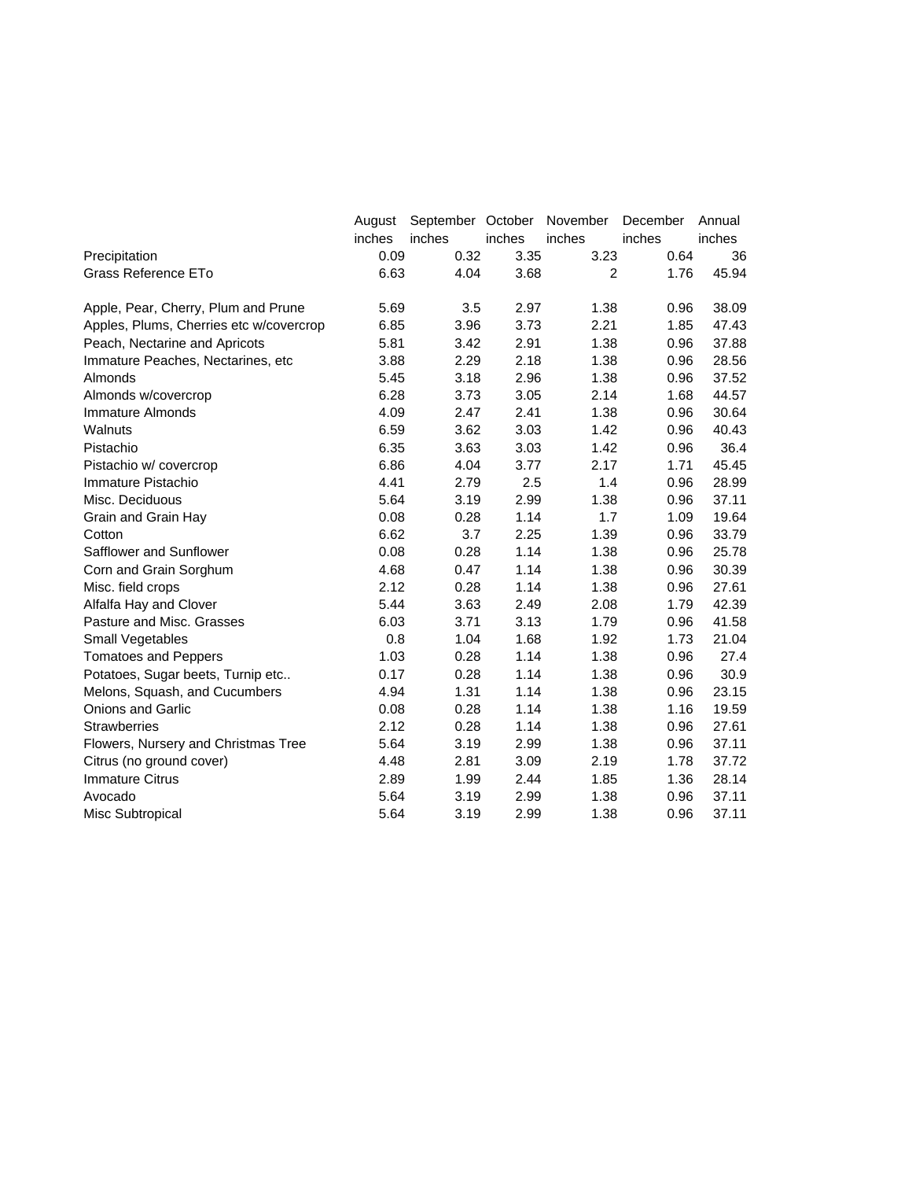| | August inches | September inches | October inches | November inches | December inches | Annual inches |
|---|---|---|---|---|---|---|
| Precipitation | 0.09 | 0.32 | 3.35 | 3.23 | 0.64 | 36 |
| Grass Reference ETo | 6.63 | 4.04 | 3.68 | 2 | 1.76 | 45.94 |
| | | | | | | |
| Apple, Pear, Cherry, Plum and Prune | 5.69 | 3.5 | 2.97 | 1.38 | 0.96 | 38.09 |
| Apples, Plums, Cherries etc w/covercrop | 6.85 | 3.96 | 3.73 | 2.21 | 1.85 | 47.43 |
| Peach, Nectarine and Apricots | 5.81 | 3.42 | 2.91 | 1.38 | 0.96 | 37.88 |
| Immature Peaches, Nectarines, etc | 3.88 | 2.29 | 2.18 | 1.38 | 0.96 | 28.56 |
| Almonds | 5.45 | 3.18 | 2.96 | 1.38 | 0.96 | 37.52 |
| Almonds w/covercrop | 6.28 | 3.73 | 3.05 | 2.14 | 1.68 | 44.57 |
| Immature Almonds | 4.09 | 2.47 | 2.41 | 1.38 | 0.96 | 30.64 |
| Walnuts | 6.59 | 3.62 | 3.03 | 1.42 | 0.96 | 40.43 |
| Pistachio | 6.35 | 3.63 | 3.03 | 1.42 | 0.96 | 36.4 |
| Pistachio w/ covercrop | 6.86 | 4.04 | 3.77 | 2.17 | 1.71 | 45.45 |
| Immature Pistachio | 4.41 | 2.79 | 2.5 | 1.4 | 0.96 | 28.99 |
| Misc. Deciduous | 5.64 | 3.19 | 2.99 | 1.38 | 0.96 | 37.11 |
| Grain and Grain Hay | 0.08 | 0.28 | 1.14 | 1.7 | 1.09 | 19.64 |
| Cotton | 6.62 | 3.7 | 2.25 | 1.39 | 0.96 | 33.79 |
| Safflower and Sunflower | 0.08 | 0.28 | 1.14 | 1.38 | 0.96 | 25.78 |
| Corn and Grain Sorghum | 4.68 | 0.47 | 1.14 | 1.38 | 0.96 | 30.39 |
| Misc. field crops | 2.12 | 0.28 | 1.14 | 1.38 | 0.96 | 27.61 |
| Alfalfa Hay and Clover | 5.44 | 3.63 | 2.49 | 2.08 | 1.79 | 42.39 |
| Pasture and Misc. Grasses | 6.03 | 3.71 | 3.13 | 1.79 | 0.96 | 41.58 |
| Small Vegetables | 0.8 | 1.04 | 1.68 | 1.92 | 1.73 | 21.04 |
| Tomatoes and Peppers | 1.03 | 0.28 | 1.14 | 1.38 | 0.96 | 27.4 |
| Potatoes, Sugar beets, Turnip etc.. | 0.17 | 0.28 | 1.14 | 1.38 | 0.96 | 30.9 |
| Melons, Squash, and Cucumbers | 4.94 | 1.31 | 1.14 | 1.38 | 0.96 | 23.15 |
| Onions and Garlic | 0.08 | 0.28 | 1.14 | 1.38 | 1.16 | 19.59 |
| Strawberries | 2.12 | 0.28 | 1.14 | 1.38 | 0.96 | 27.61 |
| Flowers, Nursery and Christmas Tree | 5.64 | 3.19 | 2.99 | 1.38 | 0.96 | 37.11 |
| Citrus (no ground cover) | 4.48 | 2.81 | 3.09 | 2.19 | 1.78 | 37.72 |
| Immature Citrus | 2.89 | 1.99 | 2.44 | 1.85 | 1.36 | 28.14 |
| Avocado | 5.64 | 3.19 | 2.99 | 1.38 | 0.96 | 37.11 |
| Misc Subtropical | 5.64 | 3.19 | 2.99 | 1.38 | 0.96 | 37.11 |